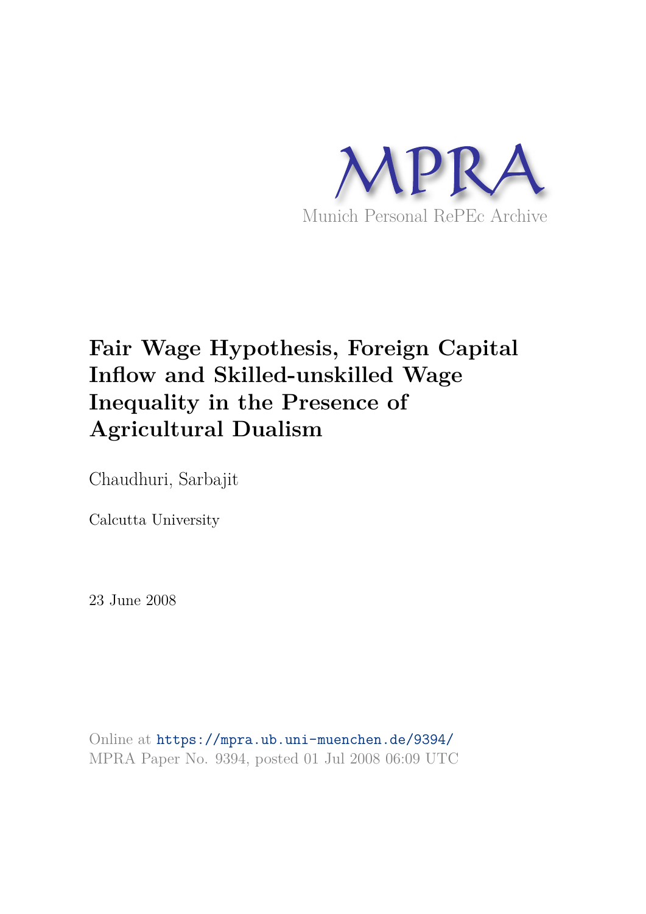MPRA

Munich Personal RePEc Archive

# Fair Wage Hypothesis, Foreign Capital Inflow and Skilled-unskilled Wage Inequality in the Presence of Agricultural Dualism

Chaudhuri, Sarbajit

Calcutta University

23 June 2008

Online at https://mpra.ub.uni-muenchen.de/9394/
MPRA Paper No. 9394, posted 01 Jul 2008 06:09 UTC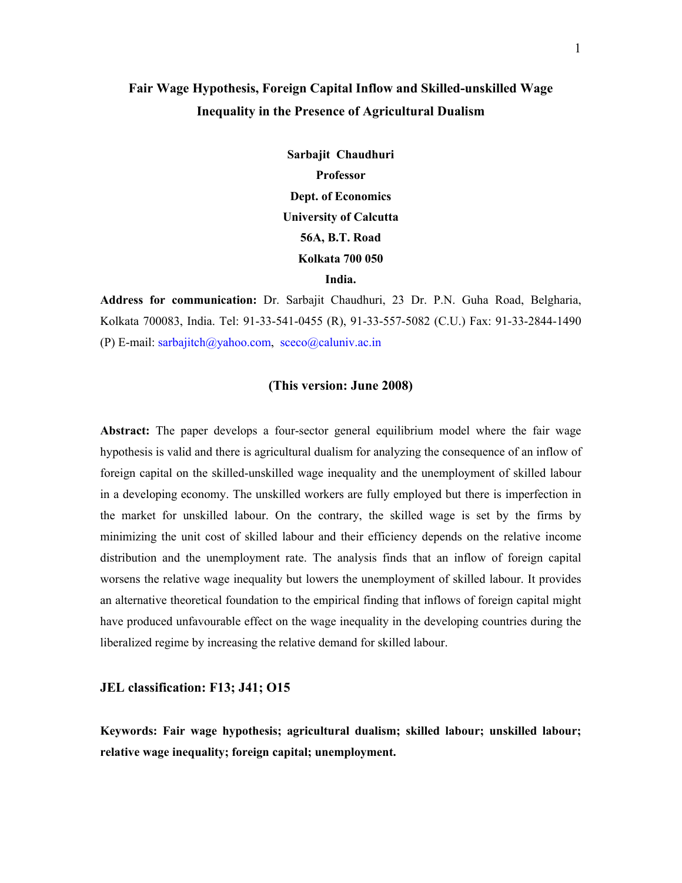# Fair Wage Hypothesis, Foreign Capital Inflow and Skilled-unskilled Wage Inequality in the Presence of Agricultural Dualism

**Sarbajit Chaudhuri**
**Professor**
**Dept. of Economics**
**University of Calcutta**
**56A, B.T. Road**
**Kolkata 700 050**
**India.**

**Address for communication:** Dr. Sarbajit Chaudhuri, 23 Dr. P.N. Guha Road, Belgharia, Kolkata 700083, India. Tel: 91-33-541-0455 (R), 91-33-557-5082 (C.U.) Fax: 91-33-2844-1490 (P) E-mail: sarbajitch@yahoo.com, sceco@caluniv.ac.in

**(This version: June 2008)**

**Abstract:** The paper develops a four-sector general equilibrium model where the fair wage hypothesis is valid and there is agricultural dualism for analyzing the consequence of an inflow of foreign capital on the skilled-unskilled wage inequality and the unemployment of skilled labour in a developing economy. The unskilled workers are fully employed but there is imperfection in the market for unskilled labour. On the contrary, the skilled wage is set by the firms by minimizing the unit cost of skilled labour and their efficiency depends on the relative income distribution and the unemployment rate. The analysis finds that an inflow of foreign capital worsens the relative wage inequality but lowers the unemployment of skilled labour. It provides an alternative theoretical foundation to the empirical finding that inflows of foreign capital might have produced unfavourable effect on the wage inequality in the developing countries during the liberalized regime by increasing the relative demand for skilled labour.

**JEL classification: F13; J41; O15**

**Keywords: Fair wage hypothesis; agricultural dualism; skilled labour; unskilled labour; relative wage inequality; foreign capital; unemployment.**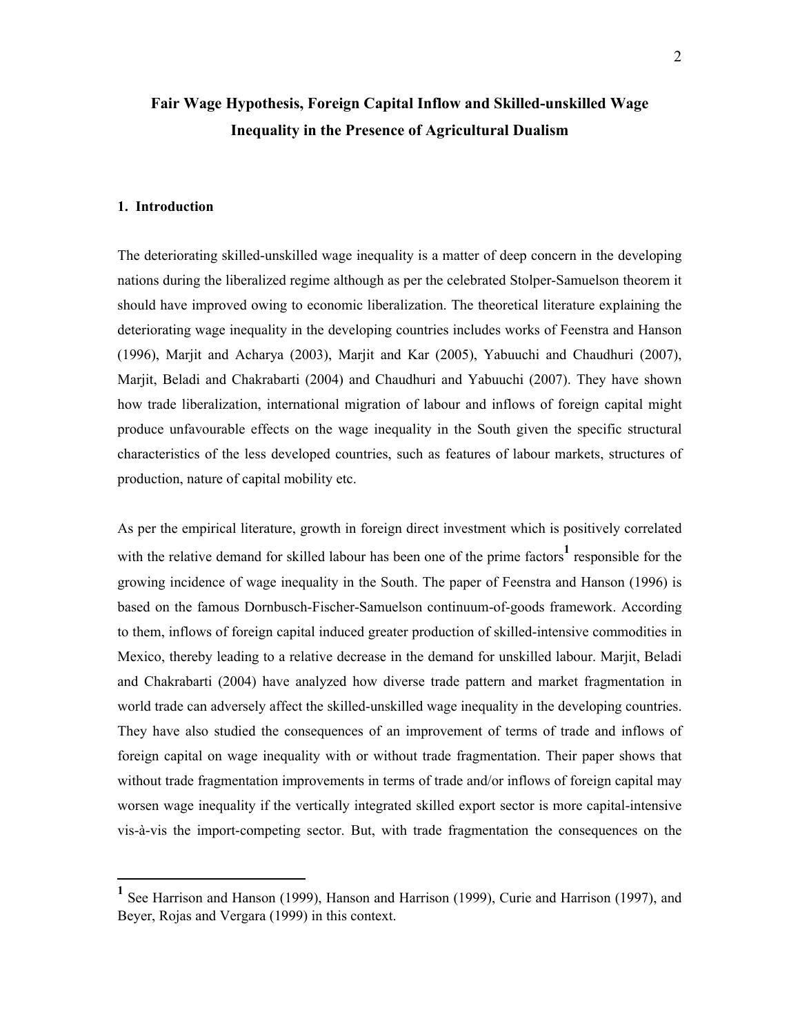# Fair Wage Hypothesis, Foreign Capital Inflow and Skilled-unskilled Wage Inequality in the Presence of Agricultural Dualism

## 1. Introduction

The deteriorating skilled-unskilled wage inequality is a matter of deep concern in the developing nations during the liberalized regime although as per the celebrated Stolper-Samuelson theorem it should have improved owing to economic liberalization. The theoretical literature explaining the deteriorating wage inequality in the developing countries includes works of Feenstra and Hanson (1996), Marjit and Acharya (2003), Marjit and Kar (2005), Yabuuchi and Chaudhuri (2007), Marjit, Beladi and Chakrabarti (2004) and Chaudhuri and Yabuuchi (2007). They have shown how trade liberalization, international migration of labour and inflows of foreign capital might produce unfavourable effects on the wage inequality in the South given the specific structural characteristics of the less developed countries, such as features of labour markets, structures of production, nature of capital mobility etc.

As per the empirical literature, growth in foreign direct investment which is positively correlated with the relative demand for skilled labour has been one of the prime factors[1] responsible for the growing incidence of wage inequality in the South. The paper of Feenstra and Hanson (1996) is based on the famous Dornbusch-Fischer-Samuelson continuum-of-goods framework. According to them, inflows of foreign capital induced greater production of skilled-intensive commodities in Mexico, thereby leading to a relative decrease in the demand for unskilled labour. Marjit, Beladi and Chakrabarti (2004) have analyzed how diverse trade pattern and market fragmentation in world trade can adversely affect the skilled-unskilled wage inequality in the developing countries. They have also studied the consequences of an improvement of terms of trade and inflows of foreign capital on wage inequality with or without trade fragmentation. Their paper shows that without trade fragmentation improvements in terms of trade and/or inflows of foreign capital may worsen wage inequality if the vertically integrated skilled export sector is more capital-intensive vis-à-vis the import-competing sector. But, with trade fragmentation the consequences on the

---

[1] See Harrison and Hanson (1999), Hanson and Harrison (1999), Curie and Harrison (1997), and Beyer, Rojas and Vergara (1999) in this context.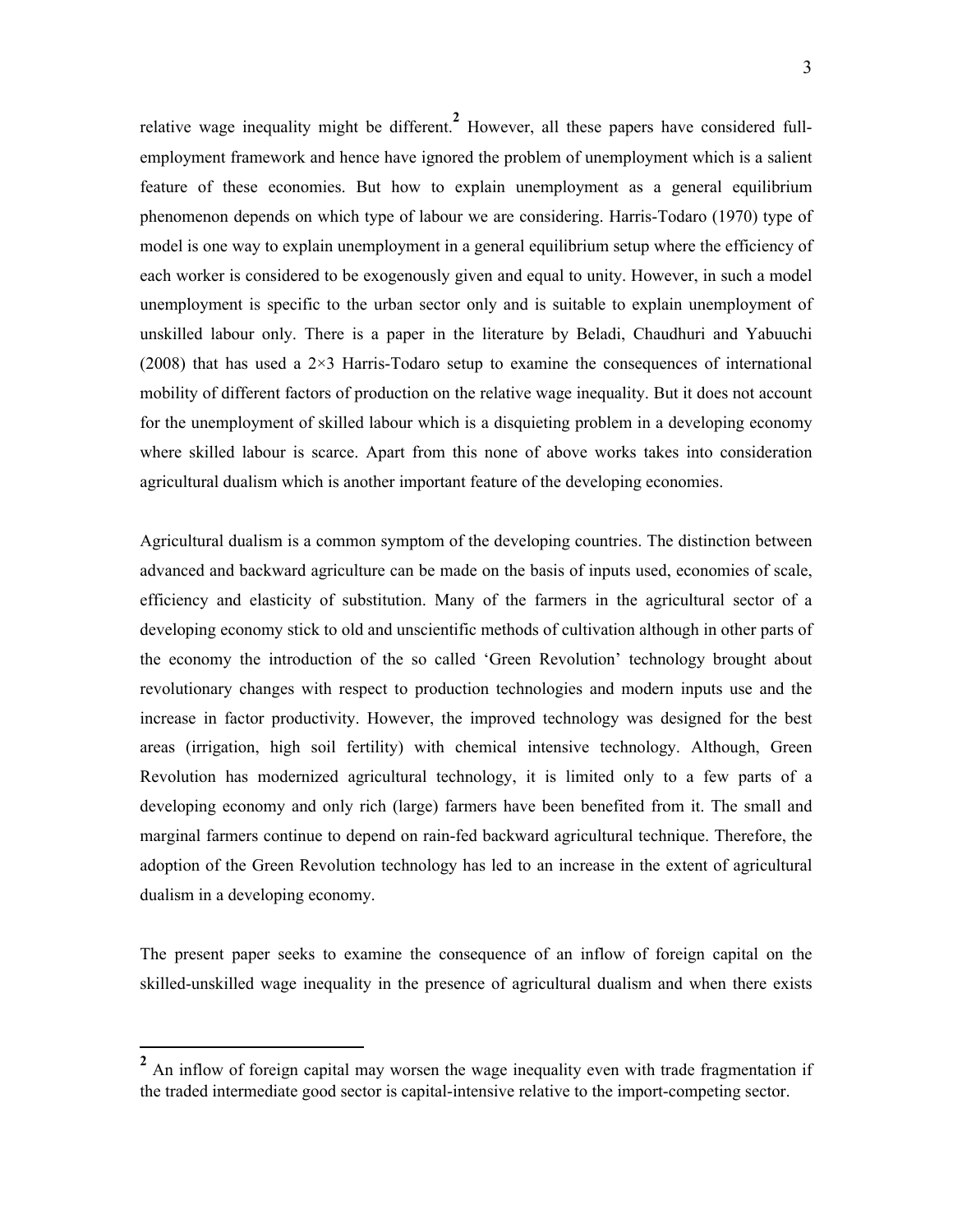relative wage inequality might be different.[2] However, all these papers have considered full-employment framework and hence have ignored the problem of unemployment which is a salient feature of these economies. But how to explain unemployment as a general equilibrium phenomenon depends on which type of labour we are considering. Harris-Todaro (1970) type of model is one way to explain unemployment in a general equilibrium setup where the efficiency of each worker is considered to be exogenously given and equal to unity. However, in such a model unemployment is specific to the urban sector only and is suitable to explain unemployment of unskilled labour only. There is a paper in the literature by Beladi, Chaudhuri and Yabuuchi (2008) that has used a $2 \times 3$ Harris-Todaro setup to examine the consequences of international mobility of different factors of production on the relative wage inequality. But it does not account for the unemployment of skilled labour which is a disquieting problem in a developing economy where skilled labour is scarce. Apart from this none of above works takes into consideration agricultural dualism which is another important feature of the developing economies.

Agricultural dualism is a common symptom of the developing countries. The distinction between advanced and backward agriculture can be made on the basis of inputs used, economies of scale, efficiency and elasticity of substitution. Many of the farmers in the agricultural sector of a developing economy stick to old and unscientific methods of cultivation although in other parts of the economy the introduction of the so called 'Green Revolution' technology brought about revolutionary changes with respect to production technologies and modern inputs use and the increase in factor productivity. However, the improved technology was designed for the best areas (irrigation, high soil fertility) with chemical intensive technology. Although, Green Revolution has modernized agricultural technology, it is limited only to a few parts of a developing economy and only rich (large) farmers have been benefited from it. The small and marginal farmers continue to depend on rain-fed backward agricultural technique. Therefore, the adoption of the Green Revolution technology has led to an increase in the extent of agricultural dualism in a developing economy.

The present paper seeks to examine the consequence of an inflow of foreign capital on the skilled-unskilled wage inequality in the presence of agricultural dualism and when there exists

[2] An inflow of foreign capital may worsen the wage inequality even with trade fragmentation if the traded intermediate good sector is capital-intensive relative to the import-competing sector.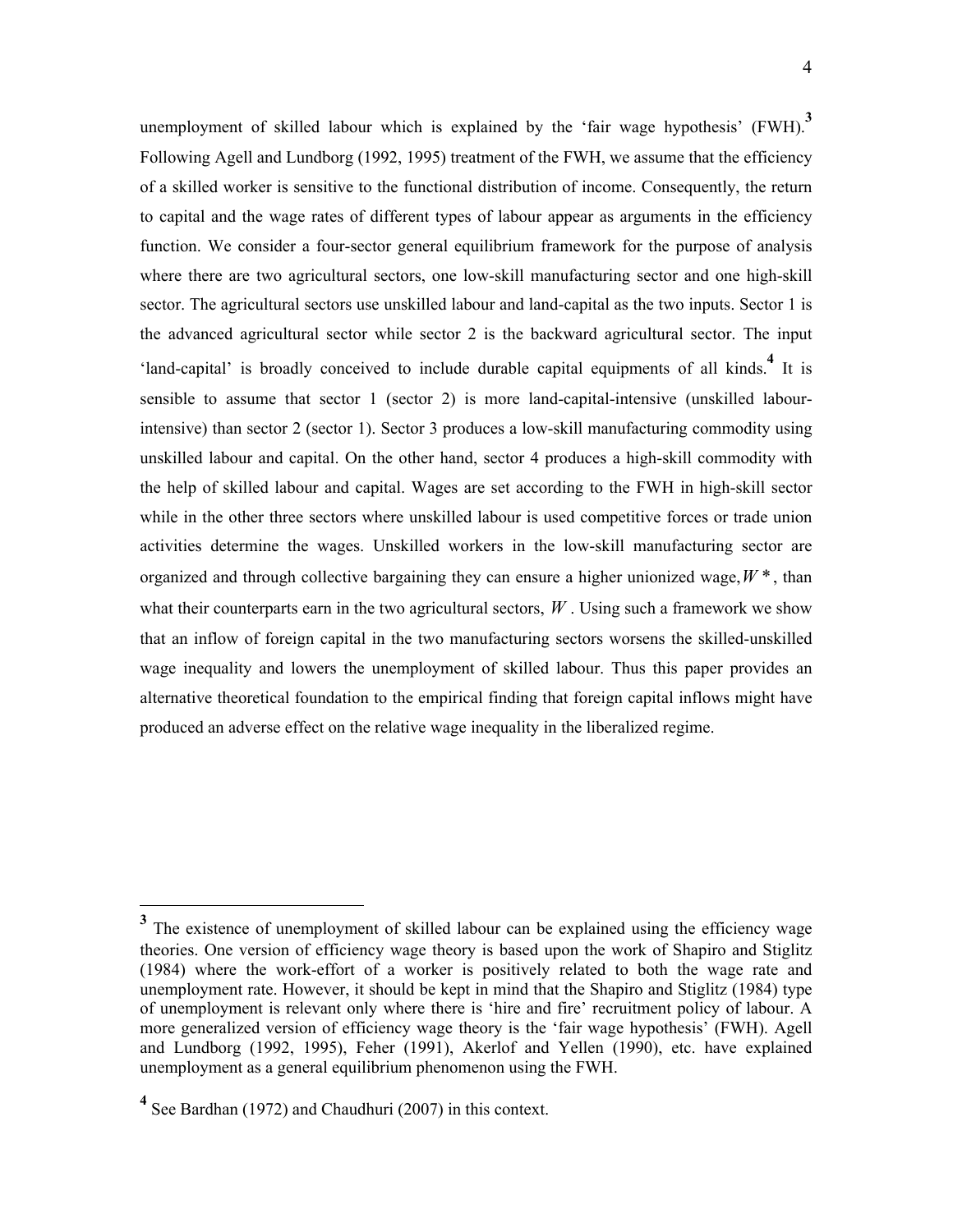unemployment of skilled labour which is explained by the 'fair wage hypothesis' (FWH).[3] Following Agell and Lundborg (1992, 1995) treatment of the FWH, we assume that the efficiency of a skilled worker is sensitive to the functional distribution of income. Consequently, the return to capital and the wage rates of different types of labour appear as arguments in the efficiency function. We consider a four-sector general equilibrium framework for the purpose of analysis where there are two agricultural sectors, one low-skill manufacturing sector and one high-skill sector. The agricultural sectors use unskilled labour and land-capital as the two inputs. Sector 1 is the advanced agricultural sector while sector 2 is the backward agricultural sector. The input 'land-capital' is broadly conceived to include durable capital equipments of all kinds.[4] It is sensible to assume that sector 1 (sector 2) is more land-capital-intensive (unskilled labour-intensive) than sector 2 (sector 1). Sector 3 produces a low-skill manufacturing commodity using unskilled labour and capital. On the other hand, sector 4 produces a high-skill commodity with the help of skilled labour and capital. Wages are set according to the FWH in high-skill sector while in the other three sectors where unskilled labour is used competitive forces or trade union activities determine the wages. Unskilled workers in the low-skill manufacturing sector are organized and through collective bargaining they can ensure a higher unionized wage, $W^*$, than what their counterparts earn in the two agricultural sectors, $W$. Using such a framework we show that an inflow of foreign capital in the two manufacturing sectors worsens the skilled-unskilled wage inequality and lowers the unemployment of skilled labour. Thus this paper provides an alternative theoretical foundation to the empirical finding that foreign capital inflows might have produced an adverse effect on the relative wage inequality in the liberalized regime.

---

[3] The existence of unemployment of skilled labour can be explained using the efficiency wage theories. One version of efficiency wage theory is based upon the work of Shapiro and Stiglitz (1984) where the work-effort of a worker is positively related to both the wage rate and unemployment rate. However, it should be kept in mind that the Shapiro and Stiglitz (1984) type of unemployment is relevant only where there is 'hire and fire' recruitment policy of labour. A more generalized version of efficiency wage theory is the 'fair wage hypothesis' (FWH). Agell and Lundborg (1992, 1995), Feher (1991), Akerlof and Yellen (1990), etc. have explained unemployment as a general equilibrium phenomenon using the FWH.

[4] See Bardhan (1972) and Chaudhuri (2007) in this context.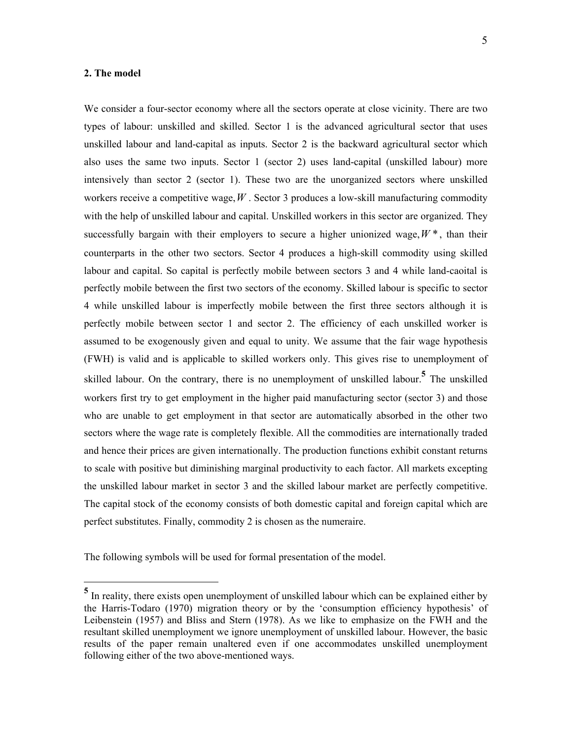**2. The model**

We consider a four-sector economy where all the sectors operate at close vicinity. There are two types of labour: unskilled and skilled. Sector 1 is the advanced agricultural sector that uses unskilled labour and land-capital as inputs. Sector 2 is the backward agricultural sector which also uses the same two inputs. Sector 1 (sector 2) uses land-capital (unskilled labour) more intensively than sector 2 (sector 1). These two are the unorganized sectors where unskilled workers receive a competitive wage, $W$. Sector 3 produces a low-skill manufacturing commodity with the help of unskilled labour and capital. Unskilled workers in this sector are organized. They successfully bargain with their employers to secure a higher unionized wage, $W^*$, than their counterparts in the other two sectors. Sector 4 produces a high-skill commodity using skilled labour and capital. So capital is perfectly mobile between sectors 3 and 4 while land-caoital is perfectly mobile between the first two sectors of the economy. Skilled labour is specific to sector 4 while unskilled labour is imperfectly mobile between the first three sectors although it is perfectly mobile between sector 1 and sector 2. The efficiency of each unskilled worker is assumed to be exogenously given and equal to unity. We assume that the fair wage hypothesis (FWH) is valid and is applicable to skilled workers only. This gives rise to unemployment of skilled labour. On the contrary, there is no unemployment of unskilled labour.[5] The unskilled workers first try to get employment in the higher paid manufacturing sector (sector 3) and those who are unable to get employment in that sector are automatically absorbed in the other two sectors where the wage rate is completely flexible. All the commodities are internationally traded and hence their prices are given internationally. The production functions exhibit constant returns to scale with positive but diminishing marginal productivity to each factor. All markets excepting the unskilled labour market in sector 3 and the skilled labour market are perfectly competitive. The capital stock of the economy consists of both domestic capital and foreign capital which are perfect substitutes. Finally, commodity 2 is chosen as the numeraire.

The following symbols will be used for formal presentation of the model.

---

[5] In reality, there exists open unemployment of unskilled labour which can be explained either by the Harris-Todaro (1970) migration theory or by the 'consumption efficiency hypothesis' of Leibenstein (1957) and Bliss and Stern (1978). As we like to emphasize on the FWH and the resultant skilled unemployment we ignore unemployment of unskilled labour. However, the basic results of the paper remain unaltered even if one accommodates unskilled unemployment following either of the two above-mentioned ways.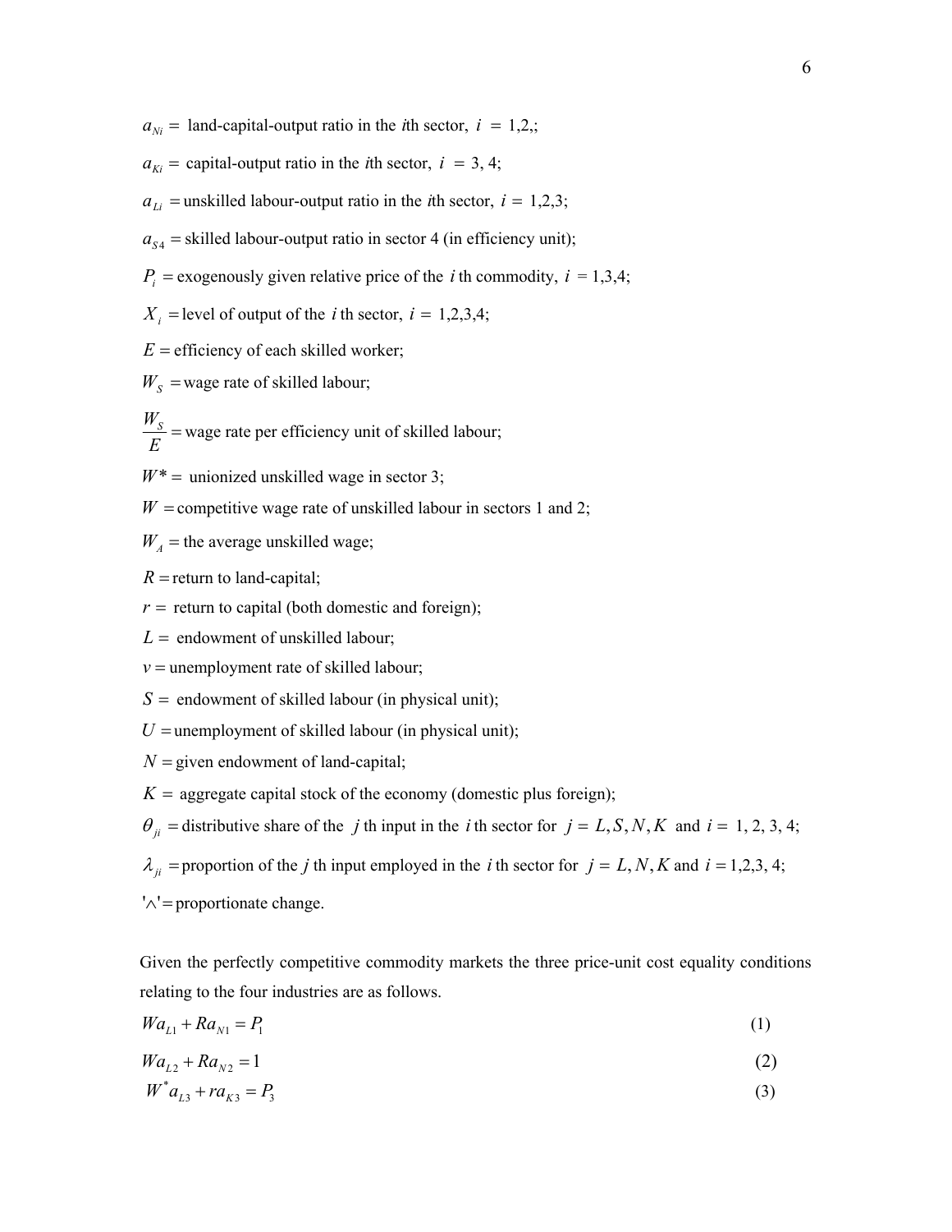$a_{Ni} =$ land-capital-output ratio in the *i*th sector, $i = 1,2,$;

$a_{Ki} =$ capital-output ratio in the *i*th sector, $i = 3, 4$;

$a_{Li} =$ unskilled labour-output ratio in the *i*th sector, $i = 1,2,3$;

$a_{S4} =$ skilled labour-output ratio in sector 4 (in efficiency unit);

$P_i =$ exogenously given relative price of the $i$ th commodity, $i = 1,3,4$;

$X_i =$ level of output of the $i$ th sector, $i = 1,2,3,4$;

$E =$ efficiency of each skilled worker;

$W_S =$ wage rate of skilled labour;

$\frac{W_S}{E} =$ wage rate per efficiency unit of skilled labour;

$W^* =$ unionized unskilled wage in sector 3;

$W =$ competitive wage rate of unskilled labour in sectors 1 and 2;

$W_A =$ the average unskilled wage;

$R =$ return to land-capital;

$r =$ return to capital (both domestic and foreign);

$L =$ endowment of unskilled labour;

$v =$ unemployment rate of skilled labour;

$S =$ endowment of skilled labour (in physical unit);

$U =$ unemployment of skilled labour (in physical unit);

$N =$ given endowment of land-capital;

$K =$ aggregate capital stock of the economy (domestic plus foreign);

$\theta_{ji} =$ distributive share of the $j$ th input in the $i$ th sector for $j = L, S, N, K$ and $i = 1, 2, 3, 4$;

$\lambda_{ji} =$ proportion of the $j$ th input employed in the $i$ th sector for $j = L, N, K$ and $i = 1,2,3, 4$;

$'\wedge' =$ proportionate change.

Given the perfectly competitive commodity markets the three price-unit cost equality conditions relating to the four industries are as follows.

$$Wa_{L1} + Ra_{N1} = P_1 \tag{1}$$

$$Wa_{L2} + Ra_{N2} = 1 \tag{2}$$

$$W^* a_{L3} + ra_{K3} = P_3 \tag{3}$$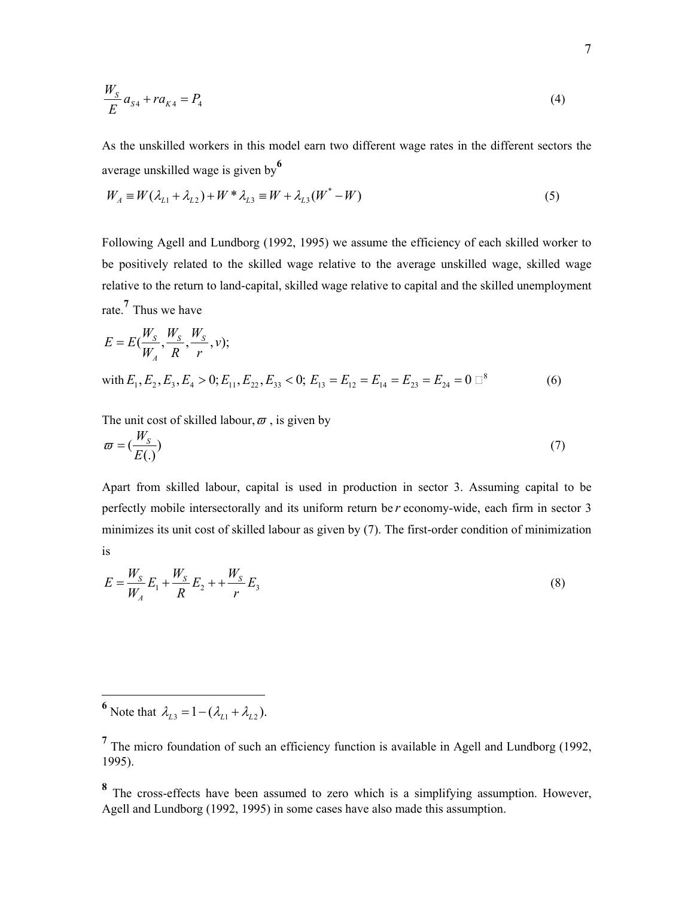$$\frac{W_S}{E} a_{S4} + r a_{K4} = P_4 \tag{4}$$

As the unskilled workers in this model earn two different wage rates in the different sectors the average unskilled wage is given by[6]

$$W_A \equiv W(\lambda_{L1} + \lambda_{L2}) + W^* \lambda_{L3} \equiv W + \lambda_{L3}(W^* - W) \tag{5}$$

Following Agell and Lundborg (1992, 1995) we assume the efficiency of each skilled worker to be positively related to the skilled wage relative to the average unskilled wage, skilled wage relative to the return to land-capital, skilled wage relative to capital and the skilled unemployment rate.[7] Thus we have

$$E = E(\frac{W_S}{W_A}, \frac{W_S}{R}, \frac{W_S}{r}, v);$$

$$\text{with } E_1, E_2, E_3, E_4 > 0; E_{11}, E_{22}, E_{33} < 0;\ E_{13} = E_{12} = E_{14} = E_{23} = E_{24} = 0 \text{ }^{8} \tag{6}$$

The unit cost of skilled labour, $\varpi$ , is given by

$$\varpi = (\frac{W_S}{E(.)}) \tag{7}$$

Apart from skilled labour, capital is used in production in sector 3. Assuming capital to be perfectly mobile intersectorally and its uniform return be $r$ economy-wide, each firm in sector 3 minimizes its unit cost of skilled labour as given by (7). The first-order condition of minimization is

$$E = \frac{W_S}{W_A} E_1 + \frac{W_S}{R} E_2 + + \frac{W_S}{r} E_3 \tag{8}$$

---

[6] Note that $\lambda_{L3} = 1 - (\lambda_{L1} + \lambda_{L2})$.

[7] The micro foundation of such an efficiency function is available in Agell and Lundborg (1992, 1995).

[8] The cross-effects have been assumed to zero which is a simplifying assumption. However, Agell and Lundborg (1992, 1995) in some cases have also made this assumption.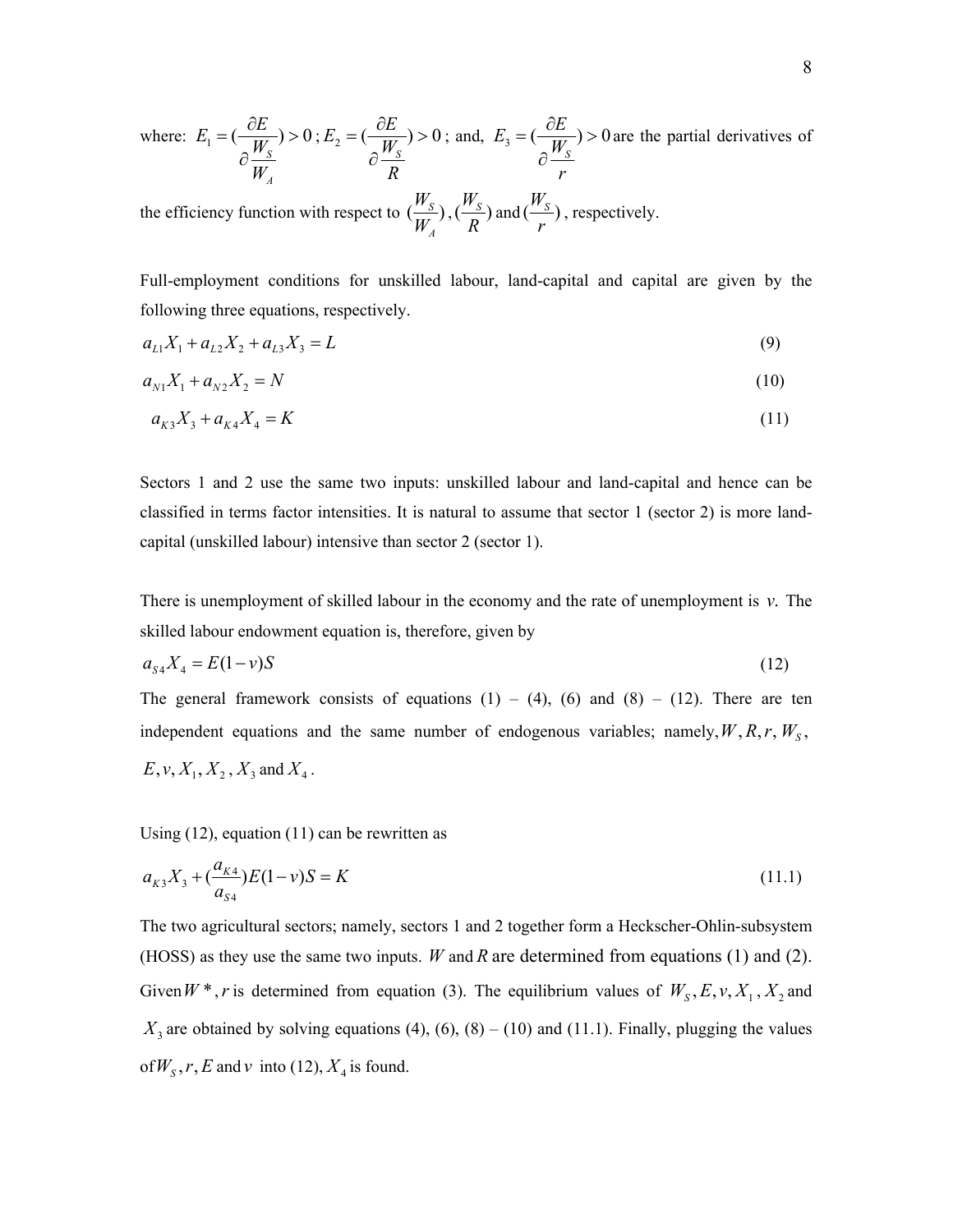where: $E_1 = (\frac{\partial E}{\partial \frac{W_S}{W_A}}) > 0$; $E_2 = (\frac{\partial E}{\partial \frac{W_S}{R}}) > 0$; and, $E_3 = (\frac{\partial E}{\partial \frac{W_S}{r}}) > 0$ are the partial derivatives of the efficiency function with respect to $(\frac{W_S}{W_A})$, $(\frac{W_S}{R})$ and $(\frac{W_S}{r})$, respectively.

Full-employment conditions for unskilled labour, land-capital and capital are given by the following three equations, respectively.

$$a_{L1}X_1 + a_{L2}X_2 + a_{L3}X_3 = L \tag{9}$$

$$a_{N1}X_1 + a_{N2}X_2 = N \tag{10}$$

$$a_{K3}X_3 + a_{K4}X_4 = K \tag{11}$$

Sectors 1 and 2 use the same two inputs: unskilled labour and land-capital and hence can be classified in terms factor intensities. It is natural to assume that sector 1 (sector 2) is more land-capital (unskilled labour) intensive than sector 2 (sector 1).

There is unemployment of skilled labour in the economy and the rate of unemployment is $v$. The skilled labour endowment equation is, therefore, given by

$$a_{S4}X_4 = E(1-v)S \tag{12}$$

The general framework consists of equations (1) – (4), (6) and (8) – (12). There are ten independent equations and the same number of endogenous variables; namely, $W, R, r, W_S$, $E, v, X_1, X_2, X_3$ and $X_4$.

Using (12), equation (11) can be rewritten as

$$a_{K3}X_3 + (\frac{a_{K4}}{a_{S4}})E(1-v)S = K \tag{11.1}$$

The two agricultural sectors; namely, sectors 1 and 2 together form a Heckscher-Ohlin-subsystem (HOSS) as they use the same two inputs. $W$ and $R$ are determined from equations (1) and (2). Given $W^*$, $r$ is determined from equation (3). The equilibrium values of $W_S, E, v, X_1, X_2$ and $X_3$ are obtained by solving equations (4), (6), (8) – (10) and (11.1). Finally, plugging the values of $W_S, r, E$ and $v$ into (12), $X_4$ is found.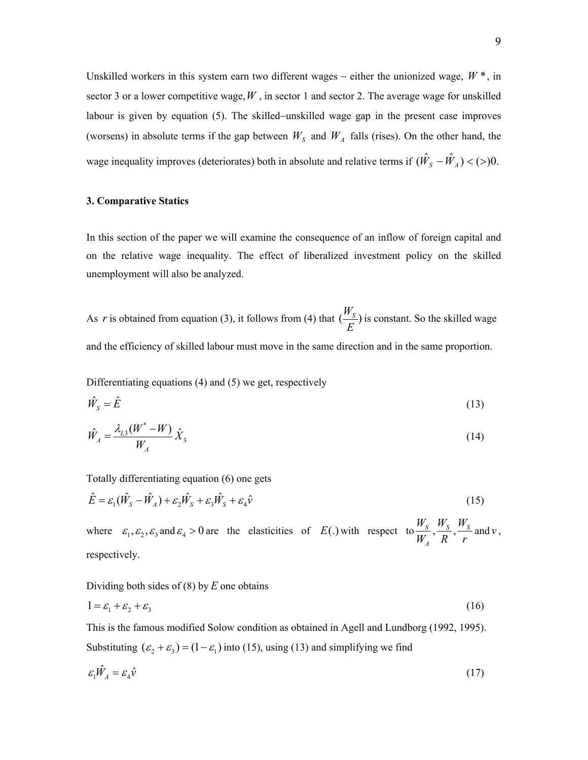Unskilled workers in this system earn two different wages − either the unionized wage, $W^*$, in sector 3 or a lower competitive wage, $W$, in sector 1 and sector 2. The average wage for unskilled labour is given by equation (5). The skilled−unskilled wage gap in the present case improves (worsens) in absolute terms if the gap between $W_S$ and $W_A$ falls (rises). On the other hand, the wage inequality improves (deteriorates) both in absolute and relative terms if $(\hat{W}_S - \hat{W}_A) < (>) 0$.

### 3. Comparative Statics

In this section of the paper we will examine the consequence of an inflow of foreign capital and on the relative wage inequality. The effect of liberalized investment policy on the skilled unemployment will also be analyzed.

As $r$ is obtained from equation (3), it follows from (4) that $(\frac{W_S}{E})$ is constant. So the skilled wage and the efficiency of skilled labour must move in the same direction and in the same proportion.

Differentiating equations (4) and (5) we get, respectively

$$\hat{W}_S = \hat{E} \tag{13}$$

$$\hat{W}_A = \frac{\lambda_{L3}(W^* - W)}{W_A}\hat{X}_3 \tag{14}$$

Totally differentiating equation (6) one gets

$$\hat{E} = \varepsilon_1(\hat{W}_S - \hat{W}_A) + \varepsilon_2\hat{W}_S + \varepsilon_3\hat{W}_S + \varepsilon_4\hat{v} \tag{15}$$

where $\varepsilon_1, \varepsilon_2, \varepsilon_3$ and $\varepsilon_4 > 0$ are the elasticities of $E(.)$ with respect to $\frac{W_S}{W_A}, \frac{W_S}{R}, \frac{W_S}{r}$ and $v$, respectively.

Dividing both sides of (8) by $E$ one obtains

$$1 = \varepsilon_1 + \varepsilon_2 + \varepsilon_3 \tag{16}$$

This is the famous modified Solow condition as obtained in Agell and Lundborg (1992, 1995). Substituting $(\varepsilon_2 + \varepsilon_3) = (1 - \varepsilon_1)$ into (15), using (13) and simplifying we find

$$\varepsilon_1\hat{W}_A = \varepsilon_4\hat{v} \tag{17}$$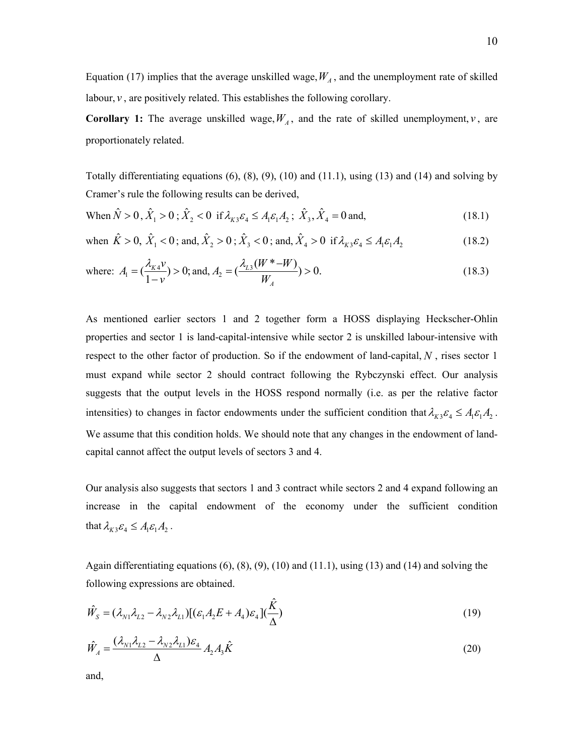Equation (17) implies that the average unskilled wage, $W_A$, and the unemployment rate of skilled labour, $v$, are positively related. This establishes the following corollary.

**Corollary 1:** The average unskilled wage, $W_A$, and the rate of skilled unemployment, $v$, are proportionately related.

Totally differentiating equations (6), (8), (9), (10) and (11.1), using (13) and (14) and solving by Cramer's rule the following results can be derived,

When $\hat{N} > 0$, $\hat{X}_1 > 0$ ; $\hat{X}_2 < 0$ if $\lambda_{K3}\varepsilon_4 \leq A_1\varepsilon_1 A_2$ ; $\hat{X}_3, \hat{X}_4 = 0$ and, (18.1)

when $\hat{K} > 0$, $\hat{X}_1 < 0$ ; and, $\hat{X}_2 > 0$ ; $\hat{X}_3 < 0$ ; and, $\hat{X}_4 > 0$ if $\lambda_{K3}\varepsilon_4 \leq A_1\varepsilon_1 A_2$ (18.2)

where: $A_1 = (\dfrac{\lambda_{K4} v}{1-v}) > 0$; and, $A_2 = (\dfrac{\lambda_{L3}(W^* - W)}{W_A}) > 0.$ (18.3)

As mentioned earlier sectors 1 and 2 together form a HOSS displaying Heckscher-Ohlin properties and sector 1 is land-capital-intensive while sector 2 is unskilled labour-intensive with respect to the other factor of production. So if the endowment of land-capital, $N$, rises sector 1 must expand while sector 2 should contract following the Rybczynski effect. Our analysis suggests that the output levels in the HOSS respond normally (i.e. as per the relative factor intensities) to changes in factor endowments under the sufficient condition that $\lambda_{K3}\varepsilon_4 \leq A_1\varepsilon_1 A_2$. We assume that this condition holds. We should note that any changes in the endowment of land-capital cannot affect the output levels of sectors 3 and 4.

Our analysis also suggests that sectors 1 and 3 contract while sectors 2 and 4 expand following an increase in the capital endowment of the economy under the sufficient condition that $\lambda_{K3}\varepsilon_4 \leq A_1\varepsilon_1 A_2$.

Again differentiating equations (6), (8), (9), (10) and (11.1), using (13) and (14) and solving the following expressions are obtained.

$$\hat{W}_S = (\lambda_{N1}\lambda_{L2} - \lambda_{N2}\lambda_{L1})[(\varepsilon_1 A_2 E + A_4)\varepsilon_4](\frac{\hat{K}}{\Delta}) \tag{19}$$

$$\hat{W}_A = \frac{(\lambda_{N1}\lambda_{L2} - \lambda_{N2}\lambda_{L1})\varepsilon_4}{\Delta} A_2 A_3 \hat{K} \tag{20}$$

and,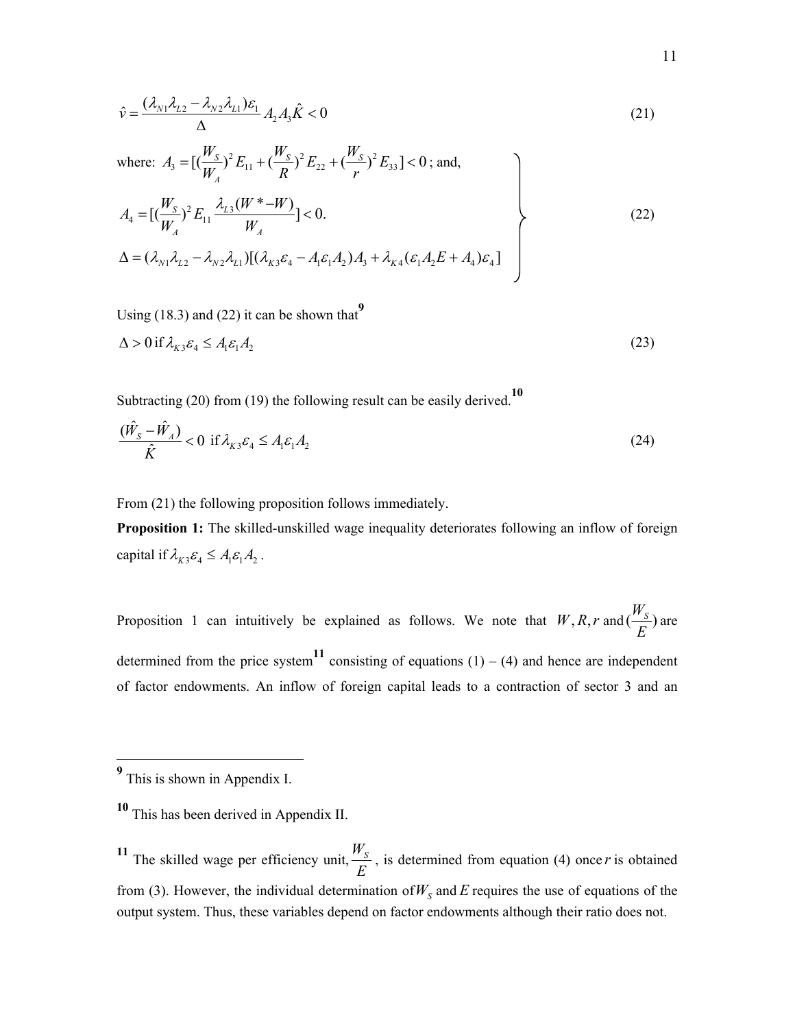$$\hat{v} = \frac{(\lambda_{N1}\lambda_{L2} - \lambda_{N2}\lambda_{L1})\varepsilon_1}{\Delta} A_2 A_3 \hat{K} < 0 \tag{21}$$

where: $A_3 = [(\frac{W_S}{W_A})^2 E_{11} + (\frac{W_S}{R})^2 E_{22} + (\frac{W_S}{r})^2 E_{33}] < 0$ ; and,

$$\left.\begin{aligned} A_4 &= [(\frac{W_S}{W_A})^2 E_{11} \frac{\lambda_{L3}(W^* - W)}{W_A}] < 0. \\ \Delta &= (\lambda_{N1}\lambda_{L2} - \lambda_{N2}\lambda_{L1})[(\lambda_{K3}\varepsilon_4 - A_1\varepsilon_1 A_2)A_3 + \lambda_{K4}(\varepsilon_1 A_2 E + A_4)\varepsilon_4] \end{aligned}\right\} \tag{22}$$

Using (18.3) and (22) it can be shown that[9]

$$\Delta > 0 \text{ if } \lambda_{K3}\varepsilon_4 \leq A_1\varepsilon_1 A_2 \tag{23}$$

Subtracting (20) from (19) the following result can be easily derived.[10]

$$\frac{(\hat{W}_S - \hat{W}_A)}{\hat{K}} < 0 \text{ if } \lambda_{K3}\varepsilon_4 \leq A_1\varepsilon_1 A_2 \tag{24}$$

From (21) the following proposition follows immediately.

**Proposition 1:** The skilled-unskilled wage inequality deteriorates following an inflow of foreign capital if $\lambda_{K3}\varepsilon_4 \leq A_1\varepsilon_1 A_2$ .

Proposition 1 can intuitively be explained as follows. We note that $W, R, r$ and $(\frac{W_S}{E})$ are determined from the price system[11] consisting of equations (1) – (4) and hence are independent of factor endowments. An inflow of foreign capital leads to a contraction of sector 3 and an

---

[9] This is shown in Appendix I.

[10] This has been derived in Appendix II.

[11] The skilled wage per efficiency unit, $\frac{W_S}{E}$ , is determined from equation (4) once $r$ is obtained from (3). However, the individual determination of $W_S$ and $E$ requires the use of equations of the output system. Thus, these variables depend on factor endowments although their ratio does not.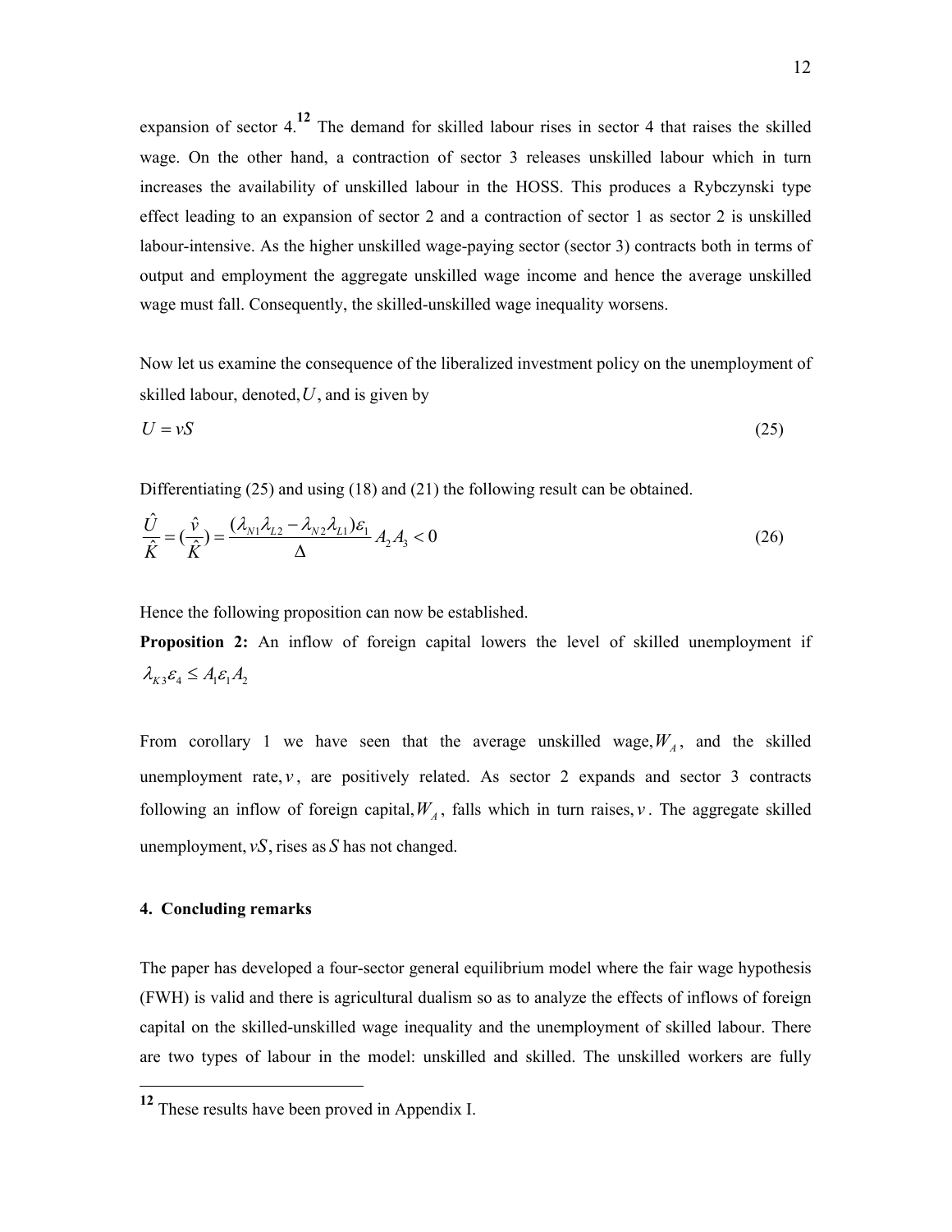expansion of sector 4.[12] The demand for skilled labour rises in sector 4 that raises the skilled wage. On the other hand, a contraction of sector 3 releases unskilled labour which in turn increases the availability of unskilled labour in the HOSS. This produces a Rybczynski type effect leading to an expansion of sector 2 and a contraction of sector 1 as sector 2 is unskilled labour-intensive. As the higher unskilled wage-paying sector (sector 3) contracts both in terms of output and employment the aggregate unskilled wage income and hence the average unskilled wage must fall. Consequently, the skilled-unskilled wage inequality worsens.

Now let us examine the consequence of the liberalized investment policy on the unemployment of skilled labour, denoted, $U$, and is given by

$$U = vS \tag{25}$$

Differentiating (25) and using (18) and (21) the following result can be obtained.

$$\frac{\hat{U}}{\hat{K}} = \left(\frac{\hat{v}}{\hat{K}}\right) = \frac{(\lambda_{N1}\lambda_{L2} - \lambda_{N2}\lambda_{L1})\varepsilon_1}{\Delta} A_2 A_3 < 0 \tag{26}$$

Hence the following proposition can now be established.

**Proposition 2:** An inflow of foreign capital lowers the level of skilled unemployment if $\lambda_{K3}\varepsilon_4 \leq A_1\varepsilon_1 A_2$

From corollary 1 we have seen that the average unskilled wage, $W_A$, and the skilled unemployment rate, $v$, are positively related. As sector 2 expands and sector 3 contracts following an inflow of foreign capital, $W_A$, falls which in turn raises, $v$. The aggregate skilled unemployment, $vS$, rises as $S$ has not changed.

## 4. Concluding remarks

The paper has developed a four-sector general equilibrium model where the fair wage hypothesis (FWH) is valid and there is agricultural dualism so as to analyze the effects of inflows of foreign capital on the skilled-unskilled wage inequality and the unemployment of skilled labour. There are two types of labour in the model: unskilled and skilled. The unskilled workers are fully

---

[12] These results have been proved in Appendix I.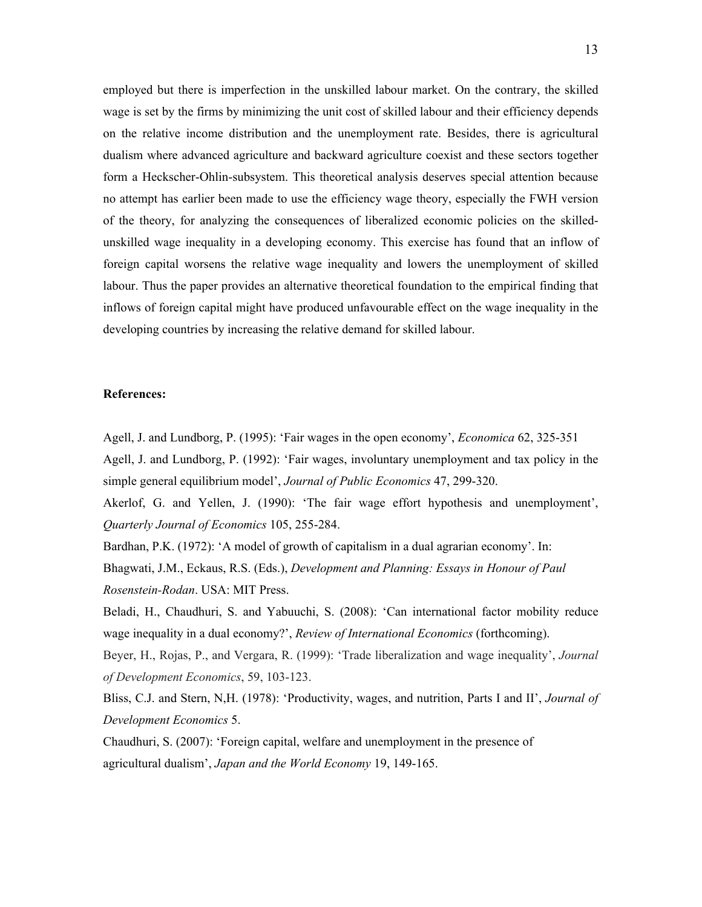employed but there is imperfection in the unskilled labour market. On the contrary, the skilled wage is set by the firms by minimizing the unit cost of skilled labour and their efficiency depends on the relative income distribution and the unemployment rate. Besides, there is agricultural dualism where advanced agriculture and backward agriculture coexist and these sectors together form a Heckscher-Ohlin-subsystem. This theoretical analysis deserves special attention because no attempt has earlier been made to use the efficiency wage theory, especially the FWH version of the theory, for analyzing the consequences of liberalized economic policies on the skilled-unskilled wage inequality in a developing economy. This exercise has found that an inflow of foreign capital worsens the relative wage inequality and lowers the unemployment of skilled labour. Thus the paper provides an alternative theoretical foundation to the empirical finding that inflows of foreign capital might have produced unfavourable effect on the wage inequality in the developing countries by increasing the relative demand for skilled labour.

**References:**

Agell, J. and Lundborg, P. (1995): 'Fair wages in the open economy', *Economica* 62, 325-351

Agell, J. and Lundborg, P. (1992): 'Fair wages, involuntary unemployment and tax policy in the simple general equilibrium model', *Journal of Public Economics* 47, 299-320.

Akerlof, G. and Yellen, J. (1990): 'The fair wage effort hypothesis and unemployment', *Quarterly Journal of Economics* 105, 255-284.

Bardhan, P.K. (1972): 'A model of growth of capitalism in a dual agrarian economy'. In: Bhagwati, J.M., Eckaus, R.S. (Eds.), *Development and Planning: Essays in Honour of Paul Rosenstein-Rodan*. USA: MIT Press.

Beladi, H., Chaudhuri, S. and Yabuuchi, S. (2008): 'Can international factor mobility reduce wage inequality in a dual economy?', *Review of International Economics* (forthcoming).

Beyer, H., Rojas, P., and Vergara, R. (1999): 'Trade liberalization and wage inequality', *Journal of Development Economics*, 59, 103-123.

Bliss, C.J. and Stern, N,H. (1978): 'Productivity, wages, and nutrition, Parts I and II', *Journal of Development Economics* 5.

Chaudhuri, S. (2007): 'Foreign capital, welfare and unemployment in the presence of agricultural dualism', *Japan and the World Economy* 19, 149-165.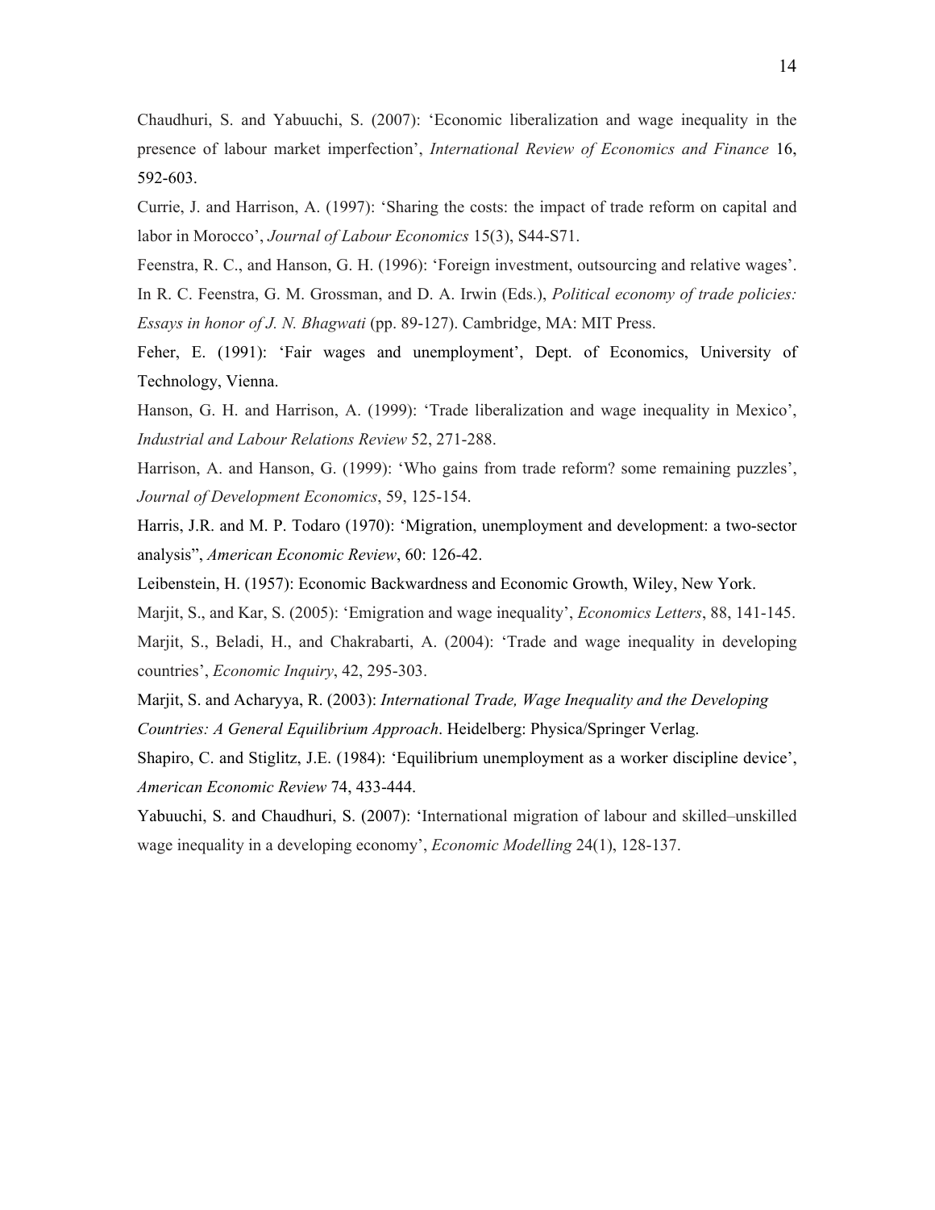Chaudhuri, S. and Yabuuchi, S. (2007): ‘Economic liberalization and wage inequality in the presence of labour market imperfection’, *International Review of Economics and Finance* 16, 592-603.

Currie, J. and Harrison, A. (1997): ‘Sharing the costs: the impact of trade reform on capital and labor in Morocco’, *Journal of Labour Economics* 15(3), S44-S71.

Feenstra, R. C., and Hanson, G. H. (1996): ‘Foreign investment, outsourcing and relative wages’. In R. C. Feenstra, G. M. Grossman, and D. A. Irwin (Eds.), *Political economy of trade policies: Essays in honor of J. N. Bhagwati* (pp. 89-127). Cambridge, MA: MIT Press.

Feher, E. (1991): ‘Fair wages and unemployment’, Dept. of Economics, University of Technology, Vienna.

Hanson, G. H. and Harrison, A. (1999): ‘Trade liberalization and wage inequality in Mexico’, *Industrial and Labour Relations Review* 52, 271-288.

Harrison, A. and Hanson, G. (1999): ‘Who gains from trade reform? some remaining puzzles’, *Journal of Development Economics*, 59, 125-154.

Harris, J.R. and M. P. Todaro (1970): ‘Migration, unemployment and development: a two-sector analysis”, *American Economic Review*, 60: 126-42.

Leibenstein, H. (1957): Economic Backwardness and Economic Growth, Wiley, New York.

Marjit, S., and Kar, S. (2005): ‘Emigration and wage inequality’, *Economics Letters*, 88, 141-145.

Marjit, S., Beladi, H., and Chakrabarti, A. (2004): ‘Trade and wage inequality in developing countries’, *Economic Inquiry*, 42, 295-303.

Marjit, S. and Acharyya, R. (2003): *International Trade, Wage Inequality and the Developing Countries: A General Equilibrium Approach*. Heidelberg: Physica/Springer Verlag.

Shapiro, C. and Stiglitz, J.E. (1984): ‘Equilibrium unemployment as a worker discipline device’, *American Economic Review* 74, 433-444.

Yabuuchi, S. and Chaudhuri, S. (2007): ‘International migration of labour and skilled–unskilled wage inequality in a developing economy’, *Economic Modelling* 24(1), 128-137.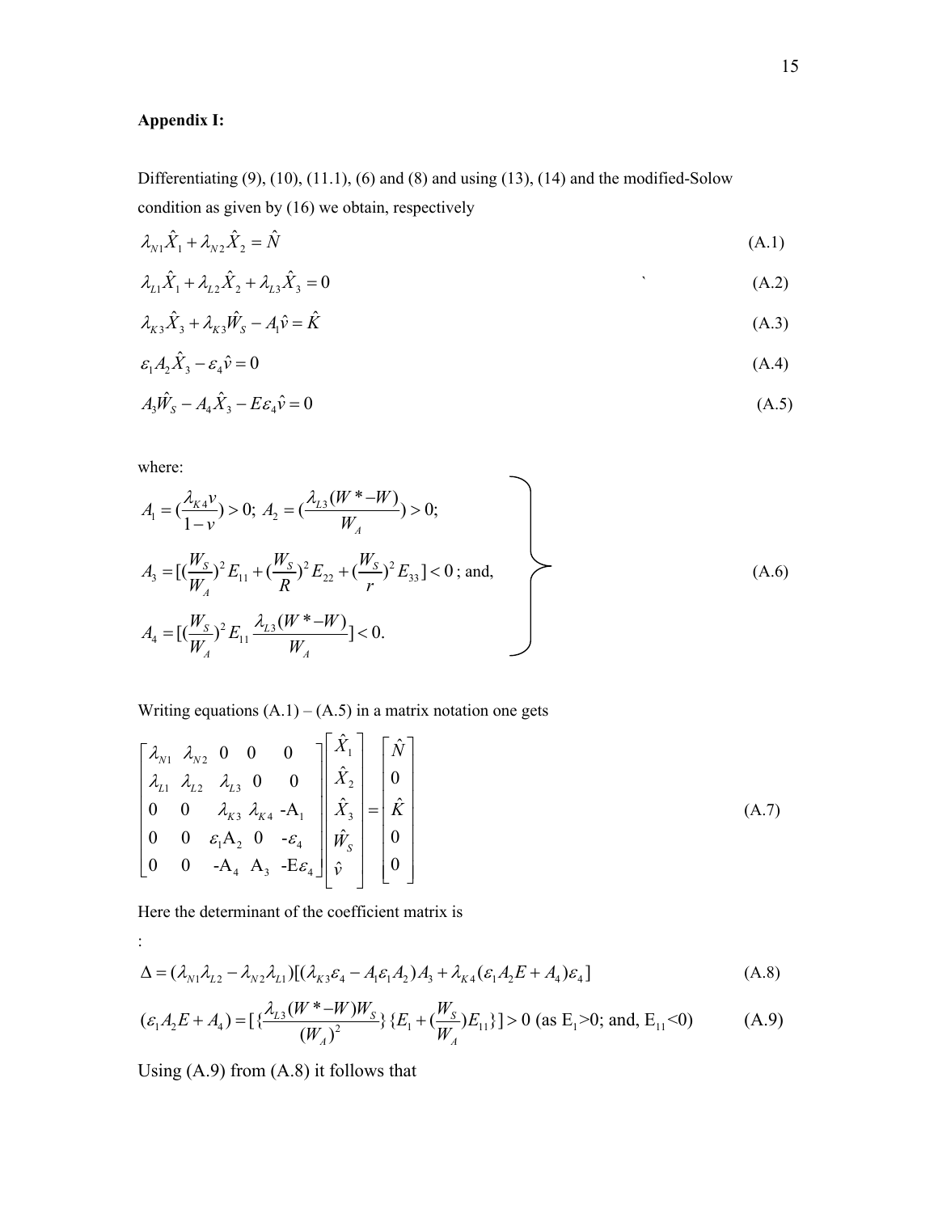**Appendix I:**

Differentiating (9), (10), (11.1), (6) and (8) and using (13), (14) and the modified-Solow condition as given by (16) we obtain, respectively

$$\lambda_{N1}\hat{X}_1 + \lambda_{N2}\hat{X}_2 = \hat{N} \tag{A.1}$$

$$\lambda_{L1}\hat{X}_1 + \lambda_{L2}\hat{X}_2 + \lambda_{L3}\hat{X}_3 = 0 \tag{A.2}$$

$$\lambda_{K3}\hat{X}_3 + \lambda_{K3}\hat{W}_S - A_1\hat{v} = \hat{K} \tag{A.3}$$

$$\varepsilon_1 A_2\hat{X}_3 - \varepsilon_4\hat{v} = 0 \tag{A.4}$$

$$A_3\hat{W}_S - A_4\hat{X}_3 - E\varepsilon_4\hat{v} = 0 \tag{A.5}$$

where:

$$\left.\begin{aligned}
&A_1 = \left(\frac{\lambda_{K4}v}{1-v}\right) > 0;\ A_2 = \left(\frac{\lambda_{L3}(W^* - W)}{W_A}\right) > 0; \\
&A_3 = \left[\left(\frac{W_S}{W_A}\right)^2 E_{11} + \left(\frac{W_S}{R}\right)^2 E_{22} + \left(\frac{W_S}{r}\right)^2 E_{33}\right] < 0\text{; and,} \\
&A_4 = \left[\left(\frac{W_S}{W_A}\right)^2 E_{11}\frac{\lambda_{L3}(W^* - W)}{W_A}\right] < 0.
\end{aligned}\right\} \tag{A.6}$$

Writing equations (A.1) – (A.5) in a matrix notation one gets

$$\begin{bmatrix} \lambda_{N1} & \lambda_{N2} & 0 & 0 & 0 \\ \lambda_{L1} & \lambda_{L2} & \lambda_{L3} & 0 & 0 \\ 0 & 0 & \lambda_{K3} & \lambda_{K4} & -A_1 \\ 0 & 0 & \varepsilon_1 A_2 & 0 & -\varepsilon_4 \\ 0 & 0 & -A_4 & A_3 & -E\varepsilon_4 \end{bmatrix} \begin{bmatrix} \hat{X}_1 \\ \hat{X}_2 \\ \hat{X}_3 \\ \hat{W}_S \\ \hat{v} \end{bmatrix} = \begin{bmatrix} \hat{N} \\ 0 \\ \hat{K} \\ 0 \\ 0 \end{bmatrix} \tag{A.7}$$

Here the determinant of the coefficient matrix is

:

$$\Delta = (\lambda_{N1}\lambda_{L2} - \lambda_{N2}\lambda_{L1})[(\lambda_{K3}\varepsilon_4 - A_1\varepsilon_1 A_2)A_3 + \lambda_{K4}(\varepsilon_1 A_2 E + A_4)\varepsilon_4] \tag{A.8}$$

$$(\varepsilon_1 A_2 E + A_4) = \left[\left\{\frac{\lambda_{L3}(W^* - W)W_S}{(W_A)^2}\right\}\left\{E_1 + \left(\frac{W_S}{W_A}\right)E_{11}\right\}\right] > 0 \text{ (as } E_1 > 0\text{; and, } E_{11} < 0) \tag{A.9}$$

Using (A.9) from (A.8) it follows that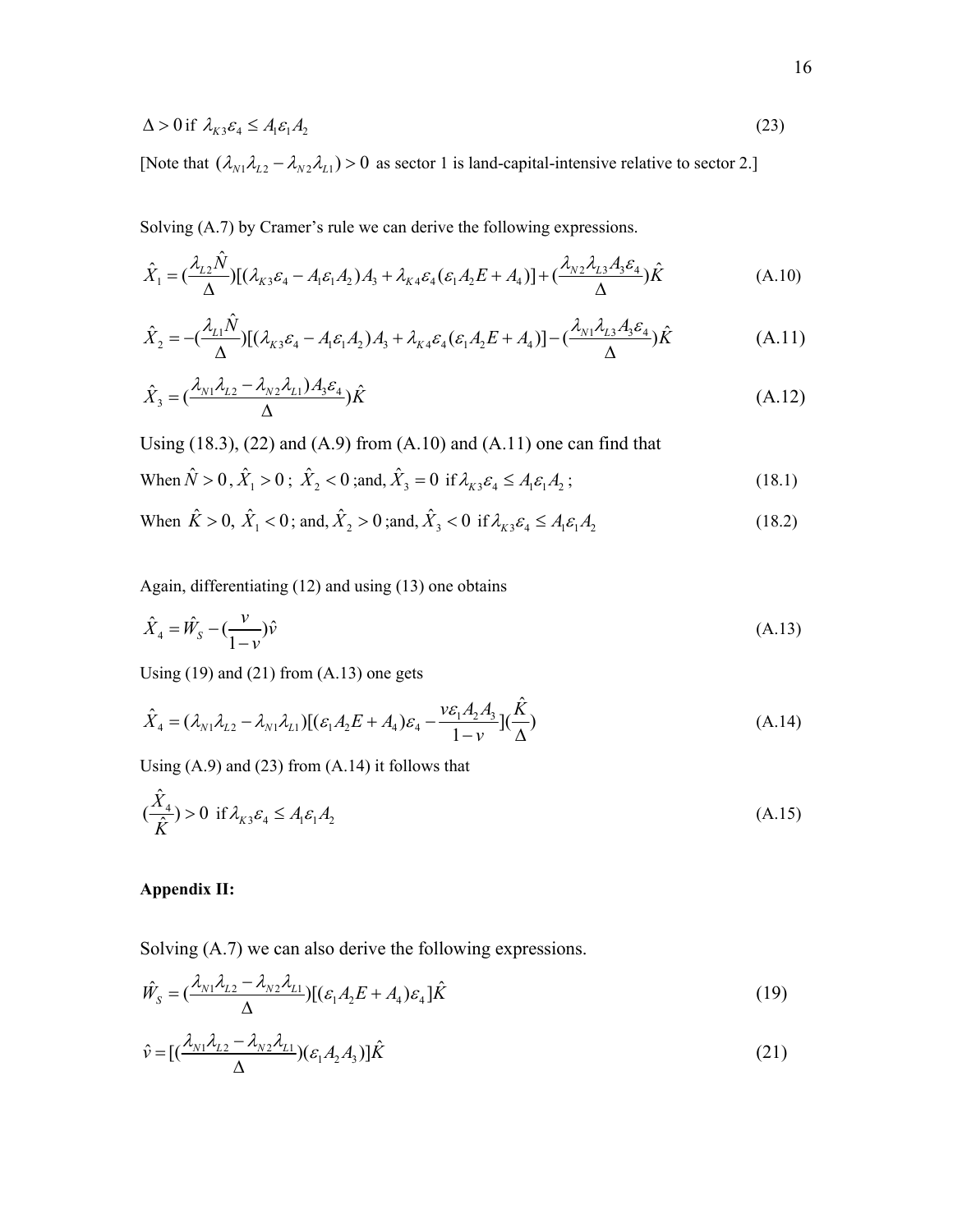$$\Delta > 0 \text{ if } \lambda_{K3}\varepsilon_4 \leq A_1\varepsilon_1 A_2 \tag{23}$$

[Note that $(\lambda_{N1}\lambda_{L2} - \lambda_{N2}\lambda_{L1}) > 0$ as sector 1 is land-capital-intensive relative to sector 2.]

Solving (A.7) by Cramer's rule we can derive the following expressions.

$$\hat{X}_1 = (\frac{\lambda_{L2}\hat{N}}{\Delta})[(\lambda_{K3}\varepsilon_4 - A_1\varepsilon_1 A_2)A_3 + \lambda_{K4}\varepsilon_4(\varepsilon_1 A_2 E + A_4)] + (\frac{\lambda_{N2}\lambda_{L3}A_3\varepsilon_4}{\Delta})\hat{K} \tag{A.10}$$

$$\hat{X}_2 = -(\frac{\lambda_{L1}\hat{N}}{\Delta})[(\lambda_{K3}\varepsilon_4 - A_1\varepsilon_1 A_2)A_3 + \lambda_{K4}\varepsilon_4(\varepsilon_1 A_2 E + A_4)] - (\frac{\lambda_{N1}\lambda_{L3}A_3\varepsilon_4}{\Delta})\hat{K} \tag{A.11}$$

$$\hat{X}_3 = (\frac{(\lambda_{N1}\lambda_{L2} - \lambda_{N2}\lambda_{L1})A_3\varepsilon_4}{\Delta})\hat{K} \tag{A.12}$$

Using (18.3), (22) and (A.9) from (A.10) and (A.11) one can find that

$$\text{When } \hat{N} > 0,\ \hat{X}_1 > 0;\ \hat{X}_2 < 0; \text{and, } \hat{X}_3 = 0 \text{ if } \lambda_{K3}\varepsilon_4 \leq A_1\varepsilon_1 A_2; \tag{18.1}$$

$$\text{When } \hat{K} > 0,\ \hat{X}_1 < 0; \text{ and, } \hat{X}_2 > 0; \text{and, } \hat{X}_3 < 0 \text{ if } \lambda_{K3}\varepsilon_4 \leq A_1\varepsilon_1 A_2 \tag{18.2}$$

Again, differentiating (12) and using (13) one obtains

$$\hat{X}_4 = \hat{W}_S - (\frac{v}{1-v})\hat{v} \tag{A.13}$$

Using (19) and (21) from (A.13) one gets

$$\hat{X}_4 = (\lambda_{N1}\lambda_{L2} - \lambda_{N1}\lambda_{L1})[(\varepsilon_1 A_2 E + A_4)\varepsilon_4 - \frac{v\varepsilon_1 A_2 A_3}{1-v}](\frac{\hat{K}}{\Delta}) \tag{A.14}$$

Using (A.9) and (23) from (A.14) it follows that

$$(\frac{\hat{X}_4}{\hat{K}}) > 0 \text{ if } \lambda_{K3}\varepsilon_4 \leq A_1\varepsilon_1 A_2 \tag{A.15}$$

**Appendix II:**

Solving (A.7) we can also derive the following expressions.

$$\hat{W}_S = (\frac{\lambda_{N1}\lambda_{L2} - \lambda_{N2}\lambda_{L1}}{\Delta})[(\varepsilon_1 A_2 E + A_4)\varepsilon_4]\hat{K} \tag{19}$$

$$\hat{v} = [(\frac{\lambda_{N1}\lambda_{L2} - \lambda_{N2}\lambda_{L1}}{\Delta})(\varepsilon_1 A_2 A_3)]\hat{K} \tag{21}$$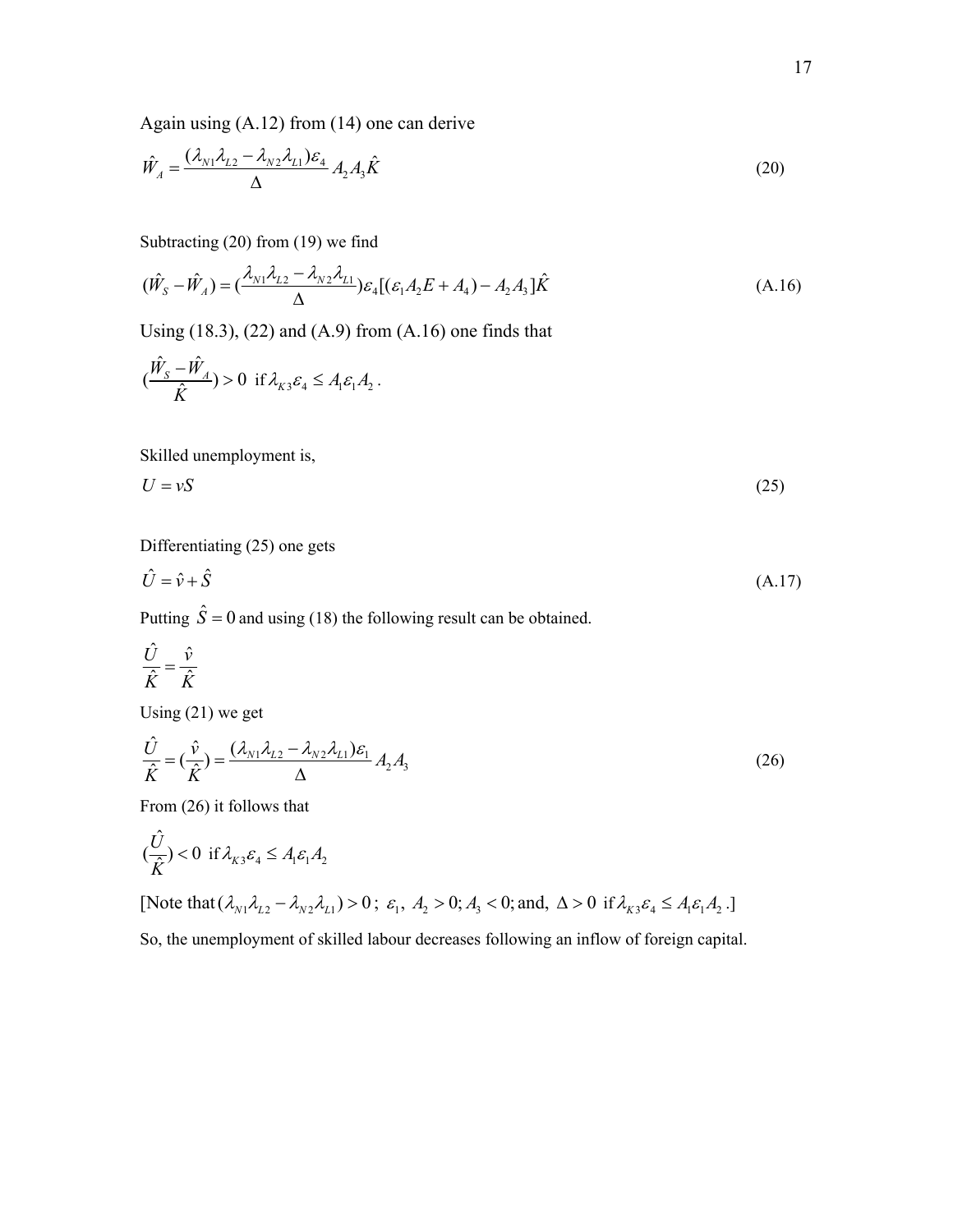Again using (A.12) from (14) one can derive

$$\hat{W}_A = \frac{(\lambda_{N1}\lambda_{L2} - \lambda_{N2}\lambda_{L1})\varepsilon_4}{\Delta} A_2 A_3 \hat{K} \tag{20}$$

Subtracting (20) from (19) we find

$$(\hat{W}_S - \hat{W}_A) = (\frac{\lambda_{N1}\lambda_{L2} - \lambda_{N2}\lambda_{L1}}{\Delta})\varepsilon_4[(\varepsilon_1 A_2 E + A_4) - A_2 A_3]\hat{K} \tag{A.16}$$

Using (18.3), (22) and (A.9) from (A.16) one finds that

$$(\frac{\hat{W}_S - \hat{W}_A}{\hat{K}}) > 0 \text{ if } \lambda_{K3}\varepsilon_4 \leq A_1\varepsilon_1 A_2 .$$

Skilled unemployment is,

$$U = vS \tag{25}$$

Differentiating (25) one gets

$$\hat{U} = \hat{v} + \hat{S} \tag{A.17}$$

Putting $\hat{S} = 0$ and using (18) the following result can be obtained.

$$\frac{\hat{U}}{\hat{K}} = \frac{\hat{v}}{\hat{K}}$$

Using (21) we get

$$\frac{\hat{U}}{\hat{K}} = (\frac{\hat{v}}{\hat{K}}) = \frac{(\lambda_{N1}\lambda_{L2} - \lambda_{N2}\lambda_{L1})\varepsilon_1}{\Delta} A_2 A_3 \tag{26}$$

From (26) it follows that

$$(\frac{\hat{U}}{\hat{K}}) < 0 \text{ if } \lambda_{K3}\varepsilon_4 \leq A_1\varepsilon_1 A_2$$

[Note that $(\lambda_{N1}\lambda_{L2} - \lambda_{N2}\lambda_{L1}) > 0$; $\varepsilon_1,\ A_2 > 0; A_3 < 0;$ and, $\Delta > 0$ if $\lambda_{K3}\varepsilon_4 \leq A_1\varepsilon_1 A_2$ .]

So, the unemployment of skilled labour decreases following an inflow of foreign capital.